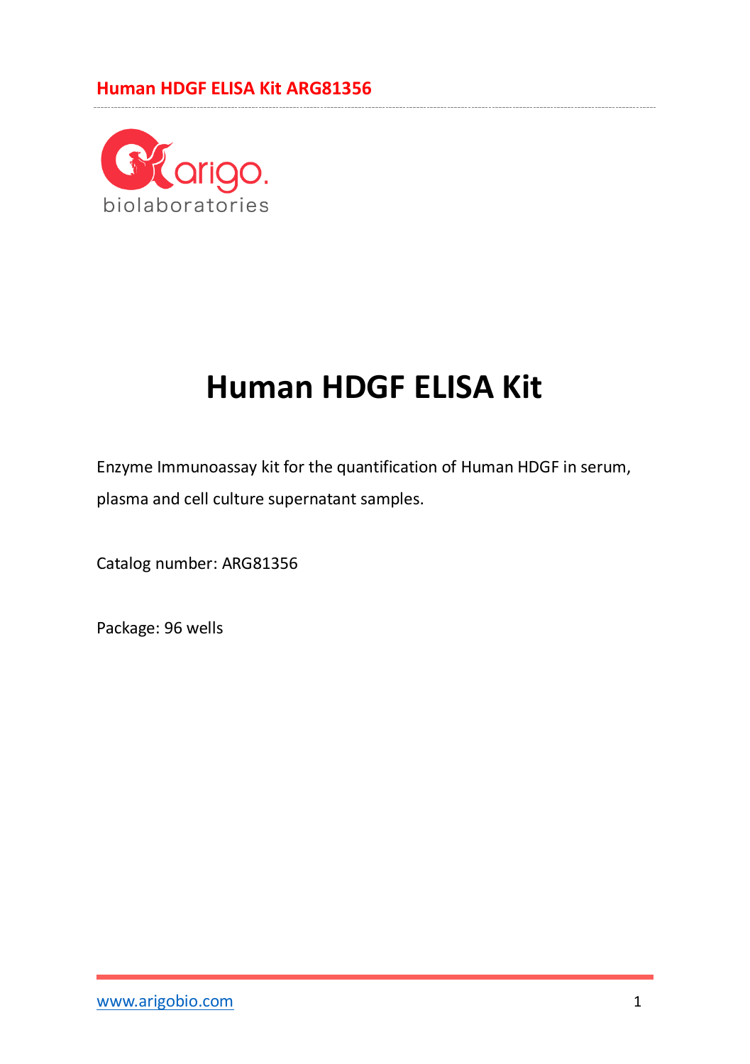# Human HDGF ELISA Kit

Enzyme Immunoassay kit for the quantification of Human HDGF in serum, plasma and cell culture supernatant samples.

Catalog number: ARG81356

Package: 96 wells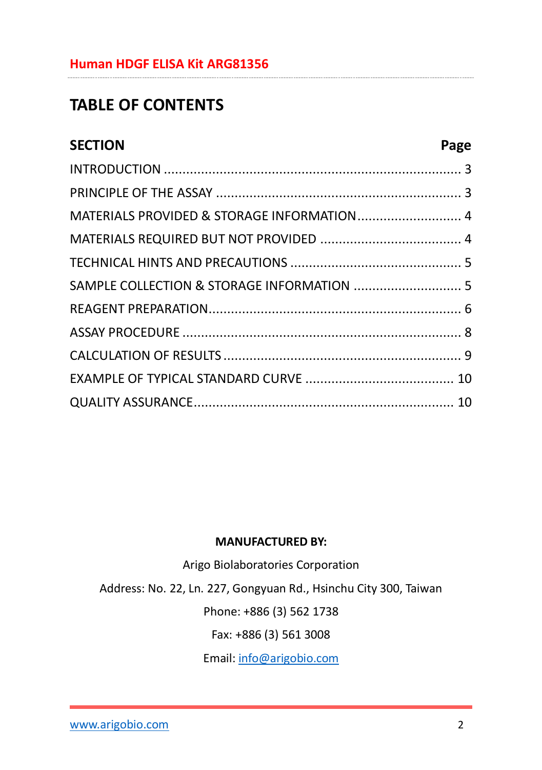# TABLE OF CONTENTS

| SECTION | Page |
|---|---|
| INTRODUCTION | 3 |
| PRINCIPLE OF THE ASSAY | 3 |
| MATERIALS PROVIDED & STORAGE INFORMATION | 4 |
| MATERIALS REQUIRED BUT NOT PROVIDED | 4 |
| TECHNICAL HINTS AND PRECAUTIONS | 5 |
| SAMPLE COLLECTION & STORAGE INFORMATION | 5 |
| REAGENT PREPARATION | 6 |
| ASSAY PROCEDURE | 8 |
| CALCULATION OF RESULTS | 9 |
| EXAMPLE OF TYPICAL STANDARD CURVE | 10 |
| QUALITY ASSURANCE | 10 |

**MANUFACTURED BY:**

Arigo Biolaboratories Corporation

Address: No. 22, Ln. 227, Gongyuan Rd., Hsinchu City 300, Taiwan

Phone: +886 (3) 562 1738

Fax: +886 (3) 561 3008

Email: info@arigobio.com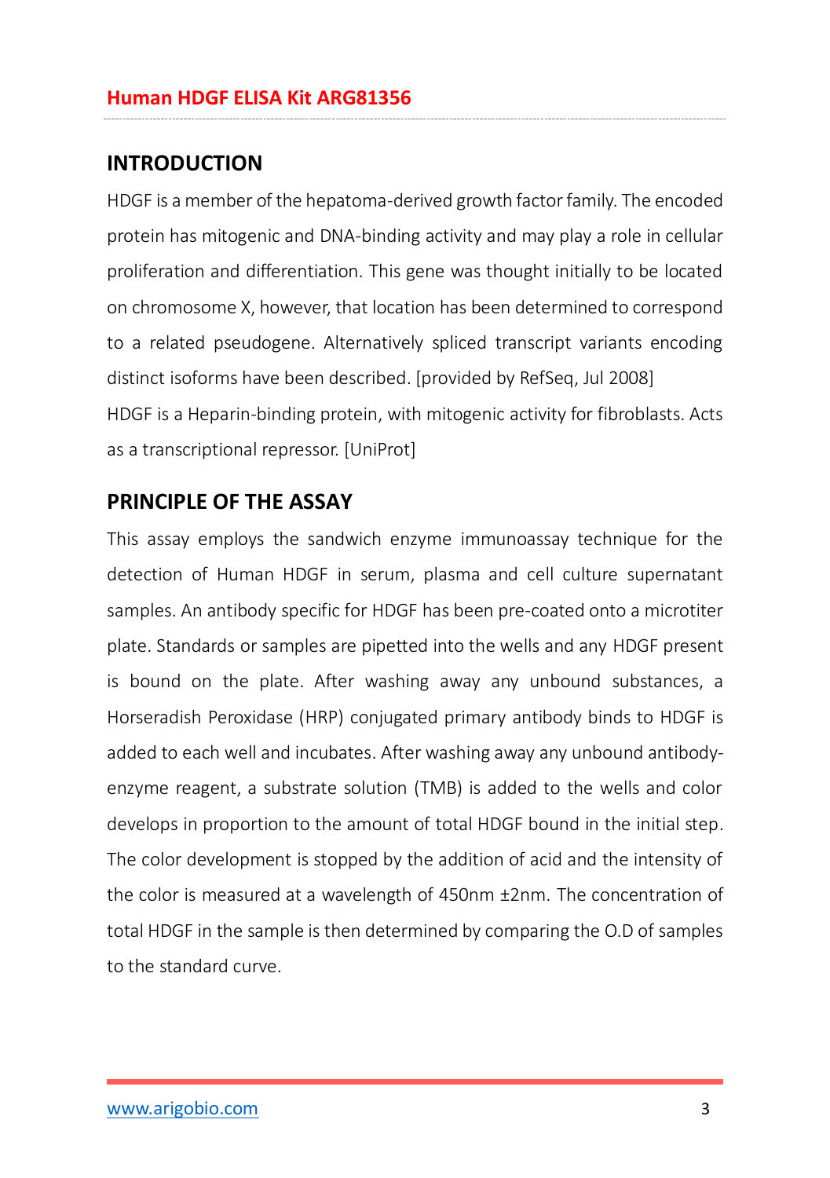## INTRODUCTION

HDGF is a member of the hepatoma-derived growth factor family. The encoded protein has mitogenic and DNA-binding activity and may play a role in cellular proliferation and differentiation. This gene was thought initially to be located on chromosome X, however, that location has been determined to correspond to a related pseudogene. Alternatively spliced transcript variants encoding distinct isoforms have been described. [provided by RefSeq, Jul 2008]

HDGF is a Heparin-binding protein, with mitogenic activity for fibroblasts. Acts as a transcriptional repressor. [UniProt]

## PRINCIPLE OF THE ASSAY

This assay employs the sandwich enzyme immunoassay technique for the detection of Human HDGF in serum, plasma and cell culture supernatant samples. An antibody specific for HDGF has been pre-coated onto a microtiter plate. Standards or samples are pipetted into the wells and any HDGF present is bound on the plate. After washing away any unbound substances, a Horseradish Peroxidase (HRP) conjugated primary antibody binds to HDGF is added to each well and incubates. After washing away any unbound antibody-enzyme reagent, a substrate solution (TMB) is added to the wells and color develops in proportion to the amount of total HDGF bound in the initial step. The color development is stopped by the addition of acid and the intensity of the color is measured at a wavelength of 450nm ±2nm. The concentration of total HDGF in the sample is then determined by comparing the O.D of samples to the standard curve.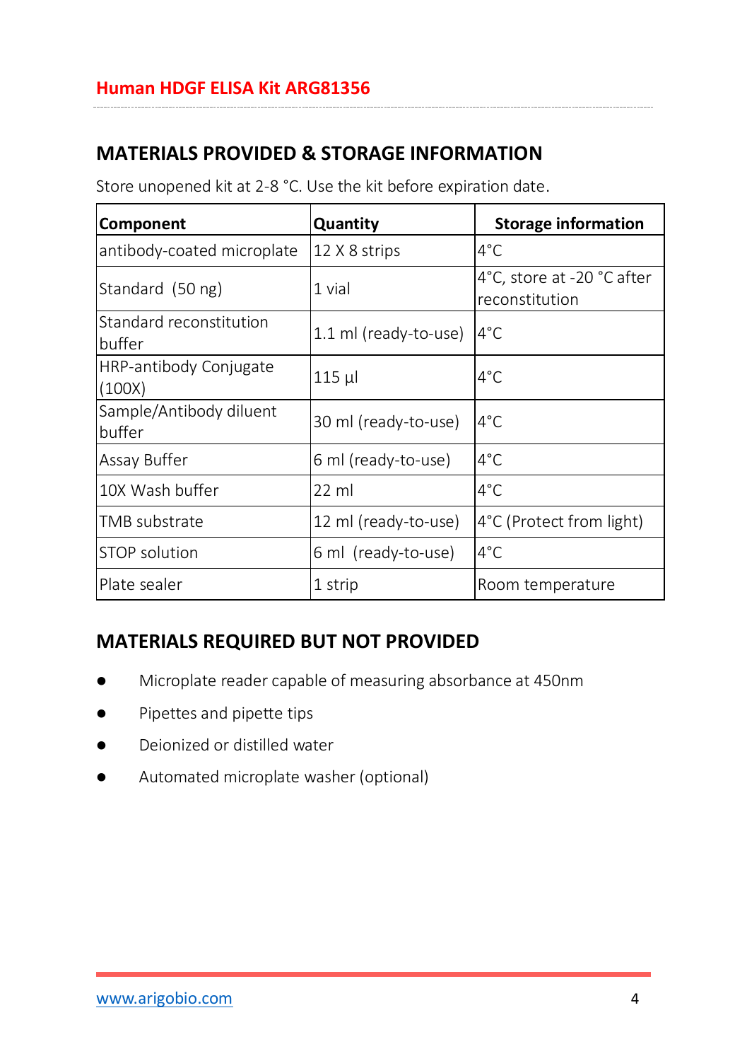## MATERIALS PROVIDED & STORAGE INFORMATION

Store unopened kit at 2-8 °C. Use the kit before expiration date.

| Component | Quantity | Storage information |
|---|---|---|
| antibody-coated microplate | 12 X 8 strips | 4°C |
| Standard (50 ng) | 1 vial | 4°C, store at -20 °C after reconstitution |
| Standard reconstitution buffer | 1.1 ml (ready-to-use) | 4°C |
| HRP-antibody Conjugate (100X) | 115 µl | 4°C |
| Sample/Antibody diluent buffer | 30 ml (ready-to-use) | 4°C |
| Assay Buffer | 6 ml (ready-to-use) | 4°C |
| 10X Wash buffer | 22 ml | 4°C |
| TMB substrate | 12 ml (ready-to-use) | 4°C (Protect from light) |
| STOP solution | 6 ml (ready-to-use) | 4°C |
| Plate sealer | 1 strip | Room temperature |

## MATERIALS REQUIRED BUT NOT PROVIDED

- Microplate reader capable of measuring absorbance at 450nm
- Pipettes and pipette tips
- Deionized or distilled water
- Automated microplate washer (optional)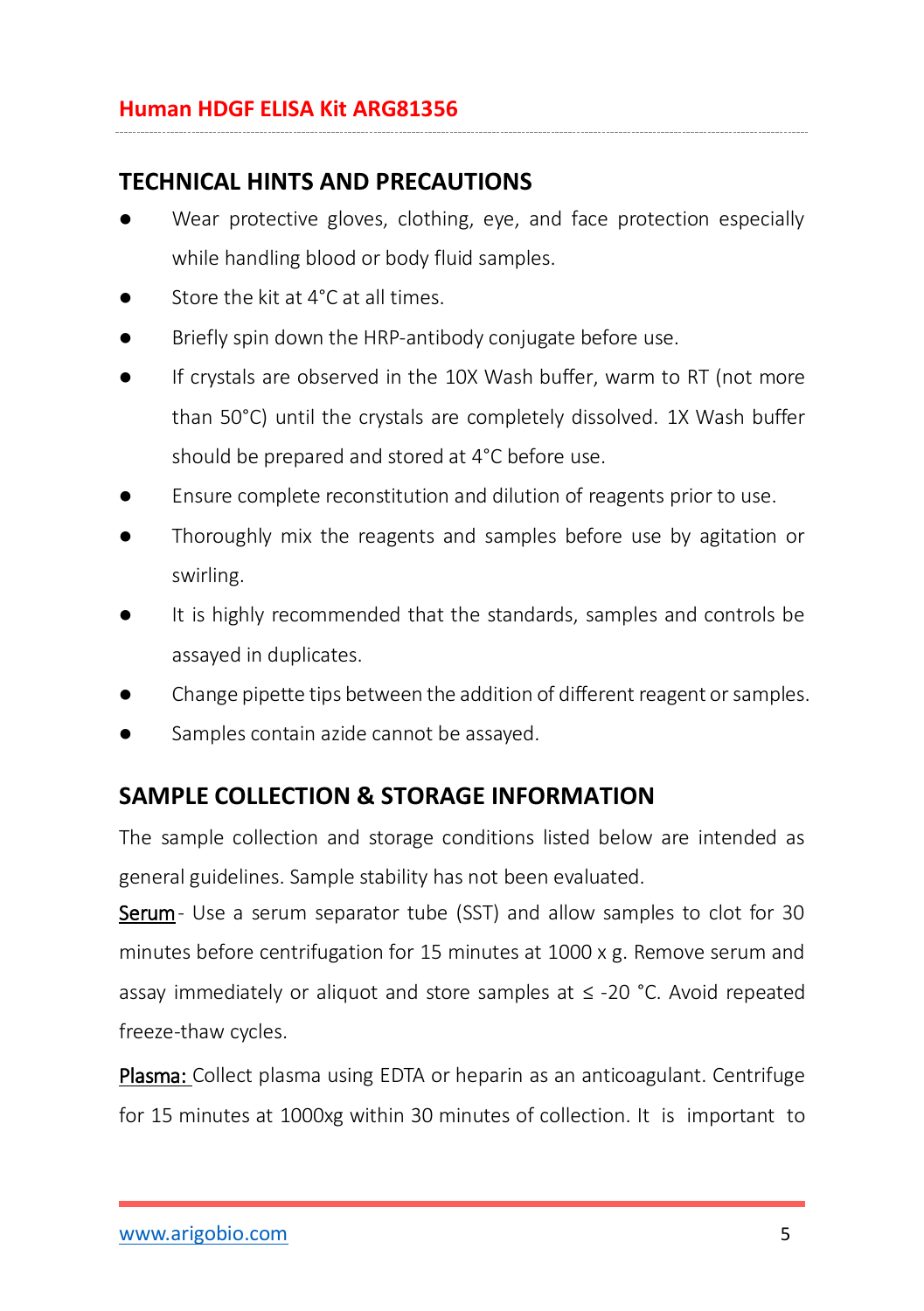## TECHNICAL HINTS AND PRECAUTIONS

- Wear protective gloves, clothing, eye, and face protection especially while handling blood or body fluid samples.
- Store the kit at 4°C at all times.
- Briefly spin down the HRP-antibody conjugate before use.
- If crystals are observed in the 10X Wash buffer, warm to RT (not more than 50°C) until the crystals are completely dissolved. 1X Wash buffer should be prepared and stored at 4°C before use.
- Ensure complete reconstitution and dilution of reagents prior to use.
- Thoroughly mix the reagents and samples before use by agitation or swirling.
- It is highly recommended that the standards, samples and controls be assayed in duplicates.
- Change pipette tips between the addition of different reagent or samples.
- Samples contain azide cannot be assayed.

## SAMPLE COLLECTION & STORAGE INFORMATION

The sample collection and storage conditions listed below are intended as general guidelines. Sample stability has not been evaluated.

Serum - Use a serum separator tube (SST) and allow samples to clot for 30 minutes before centrifugation for 15 minutes at 1000 x g. Remove serum and assay immediately or aliquot and store samples at ≤ -20 °C. Avoid repeated freeze-thaw cycles.

Plasma: Collect plasma using EDTA or heparin as an anticoagulant. Centrifuge for 15 minutes at 1000xg within 30 minutes of collection. It is important to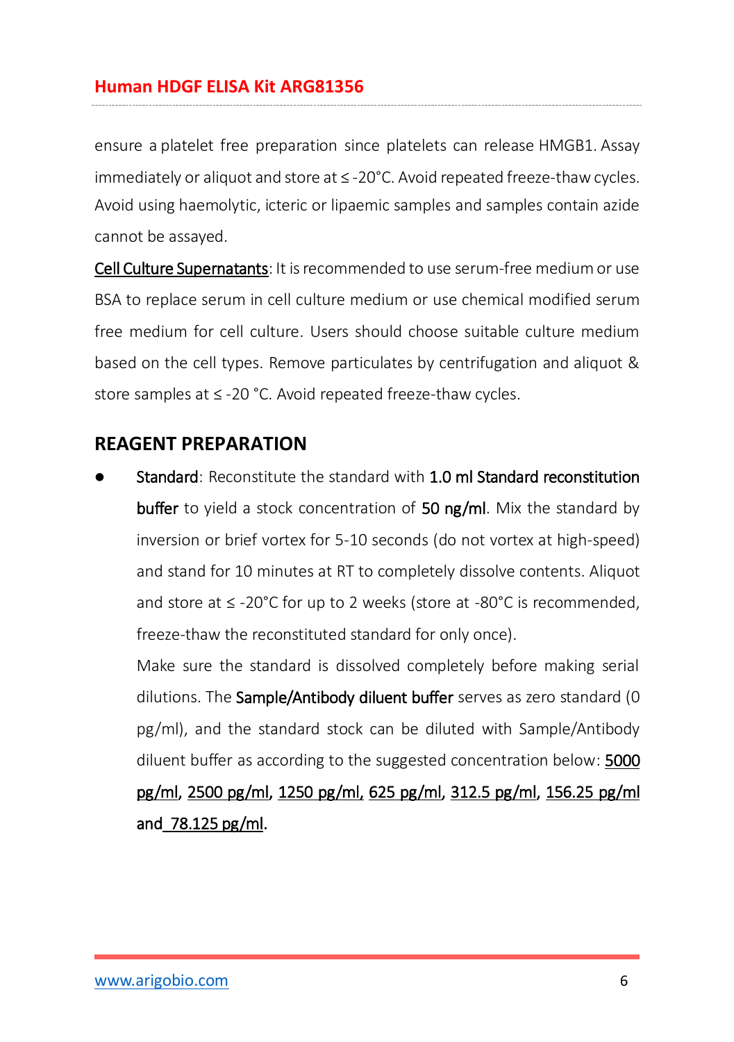ensure a platelet free preparation since platelets can release HMGB1. Assay immediately or aliquot and store at ≤ -20°C. Avoid repeated freeze-thaw cycles. Avoid using haemolytic, icteric or lipaemic samples and samples contain azide cannot be assayed.

Cell Culture Supernatants: It is recommended to use serum-free medium or use BSA to replace serum in cell culture medium or use chemical modified serum free medium for cell culture. Users should choose suitable culture medium based on the cell types. Remove particulates by centrifugation and aliquot & store samples at ≤ -20 °C. Avoid repeated freeze-thaw cycles.

## REAGENT PREPARATION

- Standard: Reconstitute the standard with 1.0 ml Standard reconstitution buffer to yield a stock concentration of 50 ng/ml. Mix the standard by inversion or brief vortex for 5-10 seconds (do not vortex at high-speed) and stand for 10 minutes at RT to completely dissolve contents. Aliquot and store at ≤ -20°C for up to 2 weeks (store at -80°C is recommended, freeze-thaw the reconstituted standard for only once).

  Make sure the standard is dissolved completely before making serial dilutions. The Sample/Antibody diluent buffer serves as zero standard (0 pg/ml), and the standard stock can be diluted with Sample/Antibody diluent buffer as according to the suggested concentration below: 5000 pg/ml, 2500 pg/ml, 1250 pg/ml, 625 pg/ml, 312.5 pg/ml, 156.25 pg/ml and 78.125 pg/ml.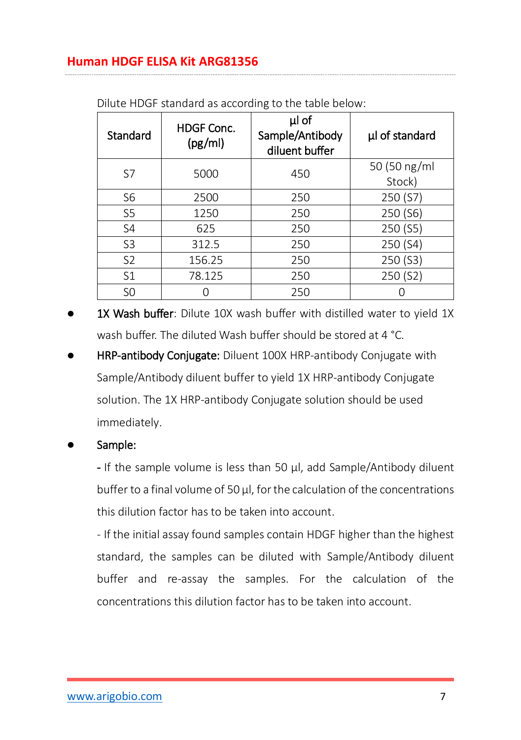Dilute HDGF standard as according to the table below:

| Standard | HDGF Conc. (pg/ml) | µl of Sample/Antibody diluent buffer | µl of standard |
|---|---|---|---|
| S7 | 5000 | 450 | 50 (50 ng/ml Stock) |
| S6 | 2500 | 250 | 250 (S7) |
| S5 | 1250 | 250 | 250 (S6) |
| S4 | 625 | 250 | 250 (S5) |
| S3 | 312.5 | 250 | 250 (S4) |
| S2 | 156.25 | 250 | 250 (S3) |
| S1 | 78.125 | 250 | 250 (S2) |
| S0 | 0 | 250 | 0 |

- 1X Wash buffer: Dilute 10X wash buffer with distilled water to yield 1X wash buffer. The diluted Wash buffer should be stored at 4 °C.
- HRP-antibody Conjugate: Diluent 100X HRP-antibody Conjugate with Sample/Antibody diluent buffer to yield 1X HRP-antibody Conjugate solution. The 1X HRP-antibody Conjugate solution should be used immediately.
- Sample:

  - If the sample volume is less than 50 µl, add Sample/Antibody diluent buffer to a final volume of 50 µl, for the calculation of the concentrations this dilution factor has to be taken into account.

  - If the initial assay found samples contain HDGF higher than the highest standard, the samples can be diluted with Sample/Antibody diluent buffer and re-assay the samples. For the calculation of the concentrations this dilution factor has to be taken into account.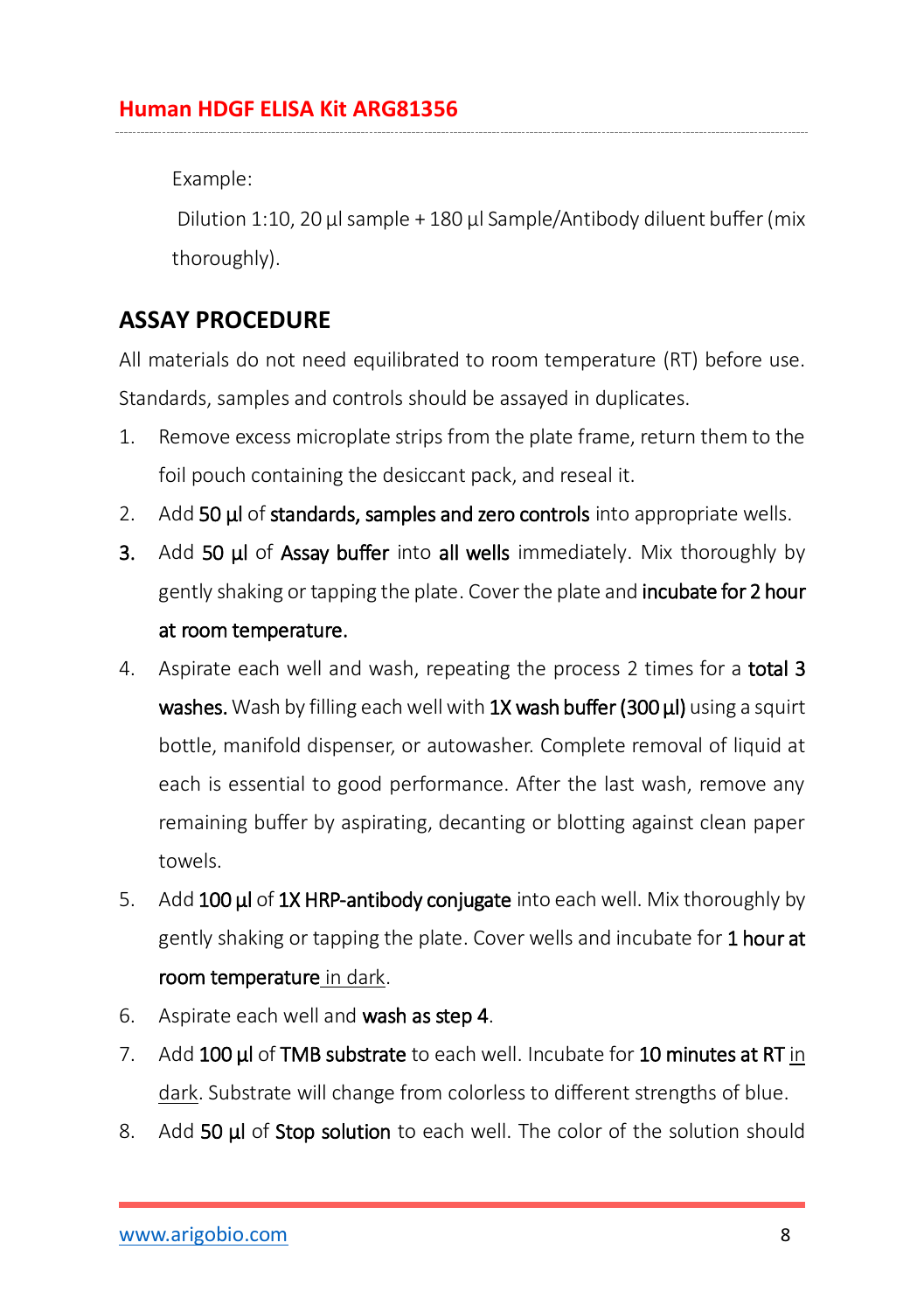Example:

Dilution 1:10, 20 µl sample + 180 µl Sample/Antibody diluent buffer (mix thoroughly).

## ASSAY PROCEDURE

All materials do not need equilibrated to room temperature (RT) before use. Standards, samples and controls should be assayed in duplicates.

1. Remove excess microplate strips from the plate frame, return them to the foil pouch containing the desiccant pack, and reseal it.
2. Add **50 µl** of **standards, samples and zero controls** into appropriate wells.
3. Add **50 µl** of **Assay buffer** into **all wells** immediately. Mix thoroughly by gently shaking or tapping the plate. Cover the plate and **incubate for 2 hour at room temperature.**
4. Aspirate each well and wash, repeating the process 2 times for a **total 3 washes.** Wash by filling each well with **1X wash buffer (300 µl)** using a squirt bottle, manifold dispenser, or autowasher. Complete removal of liquid at each is essential to good performance. After the last wash, remove any remaining buffer by aspirating, decanting or blotting against clean paper towels.
5. Add **100 µl** of **1X HRP-antibody conjugate** into each well. Mix thoroughly by gently shaking or tapping the plate. Cover wells and incubate for **1 hour at room temperature** in dark.
6. Aspirate each well and **wash as step 4**.
7. Add **100 µl** of **TMB substrate** to each well. Incubate for **10 minutes at RT** in dark. Substrate will change from colorless to different strengths of blue.
8. Add **50 µl** of **Stop solution** to each well. The color of the solution should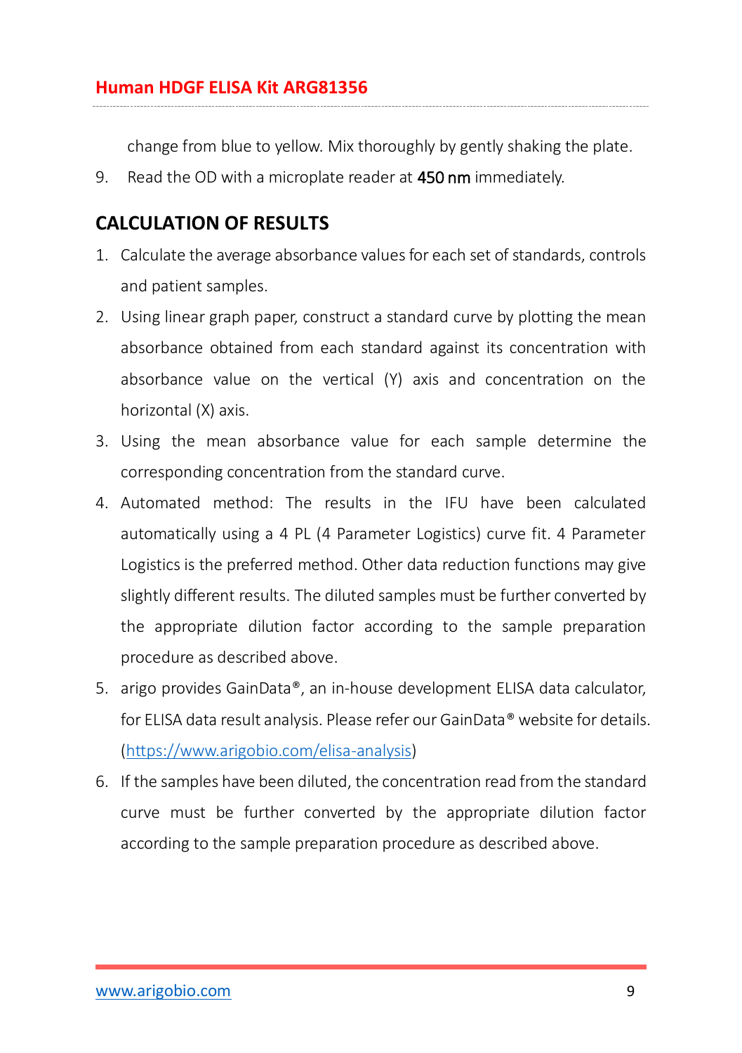change from blue to yellow. Mix thoroughly by gently shaking the plate.

9. Read the OD with a microplate reader at **450 nm** immediately.

## CALCULATION OF RESULTS

1. Calculate the average absorbance values for each set of standards, controls and patient samples.
2. Using linear graph paper, construct a standard curve by plotting the mean absorbance obtained from each standard against its concentration with absorbance value on the vertical (Y) axis and concentration on the horizontal (X) axis.
3. Using the mean absorbance value for each sample determine the corresponding concentration from the standard curve.
4. Automated method: The results in the IFU have been calculated automatically using a 4 PL (4 Parameter Logistics) curve fit. 4 Parameter Logistics is the preferred method. Other data reduction functions may give slightly different results. The diluted samples must be further converted by the appropriate dilution factor according to the sample preparation procedure as described above.
5. arigo provides GainData®, an in-house development ELISA data calculator, for ELISA data result analysis. Please refer our GainData® website for details. (https://www.arigobio.com/elisa-analysis)
6. If the samples have been diluted, the concentration read from the standard curve must be further converted by the appropriate dilution factor according to the sample preparation procedure as described above.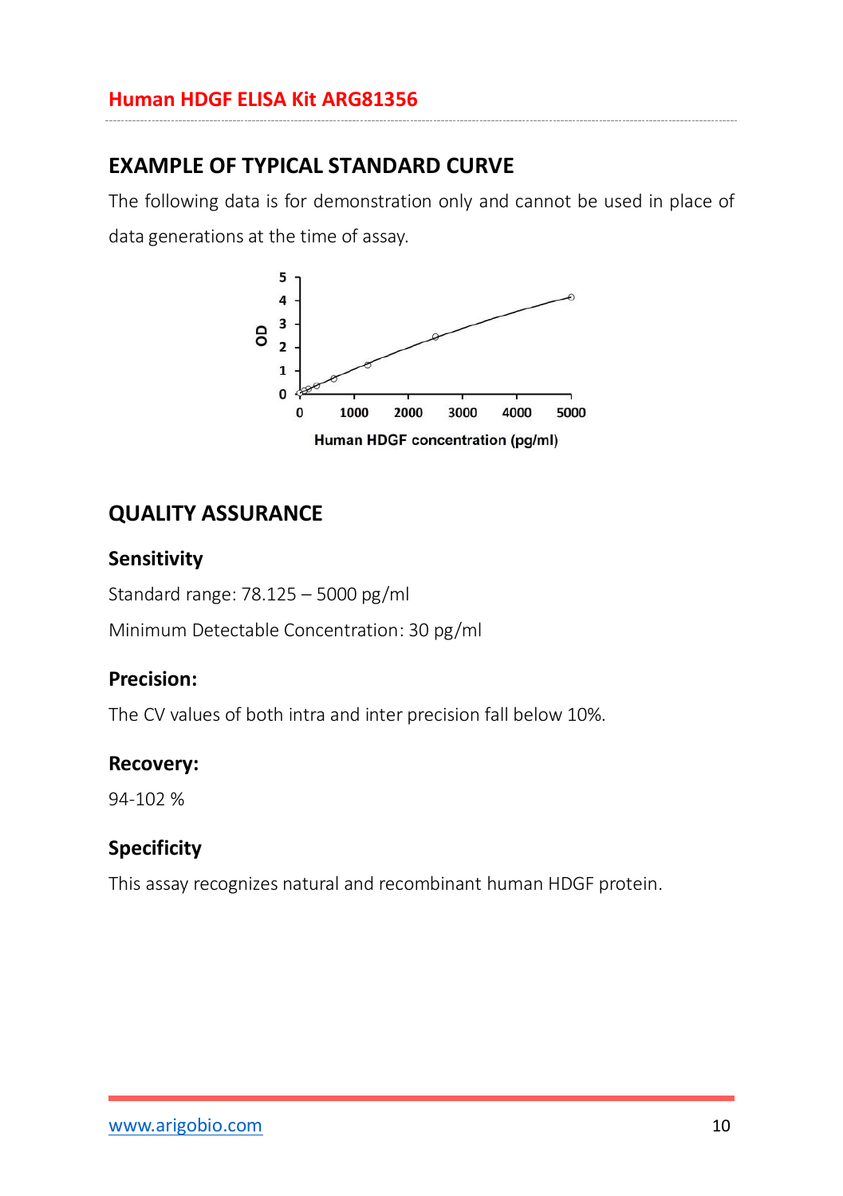## EXAMPLE OF TYPICAL STANDARD CURVE

The following data is for demonstration only and cannot be used in place of data generations at the time of assay.

OD

5
4
3
2
1
0

0 1000 2000 3000 4000 5000

Human HDGF concentration (pg/ml)

## QUALITY ASSURANCE

### Sensitivity

Standard range: 78.125 – 5000 pg/ml

Minimum Detectable Concentration: 30 pg/ml

### Precision:

The CV values of both intra and inter precision fall below 10%.

### Recovery:

94-102 %

### Specificity

This assay recognizes natural and recombinant human HDGF protein.